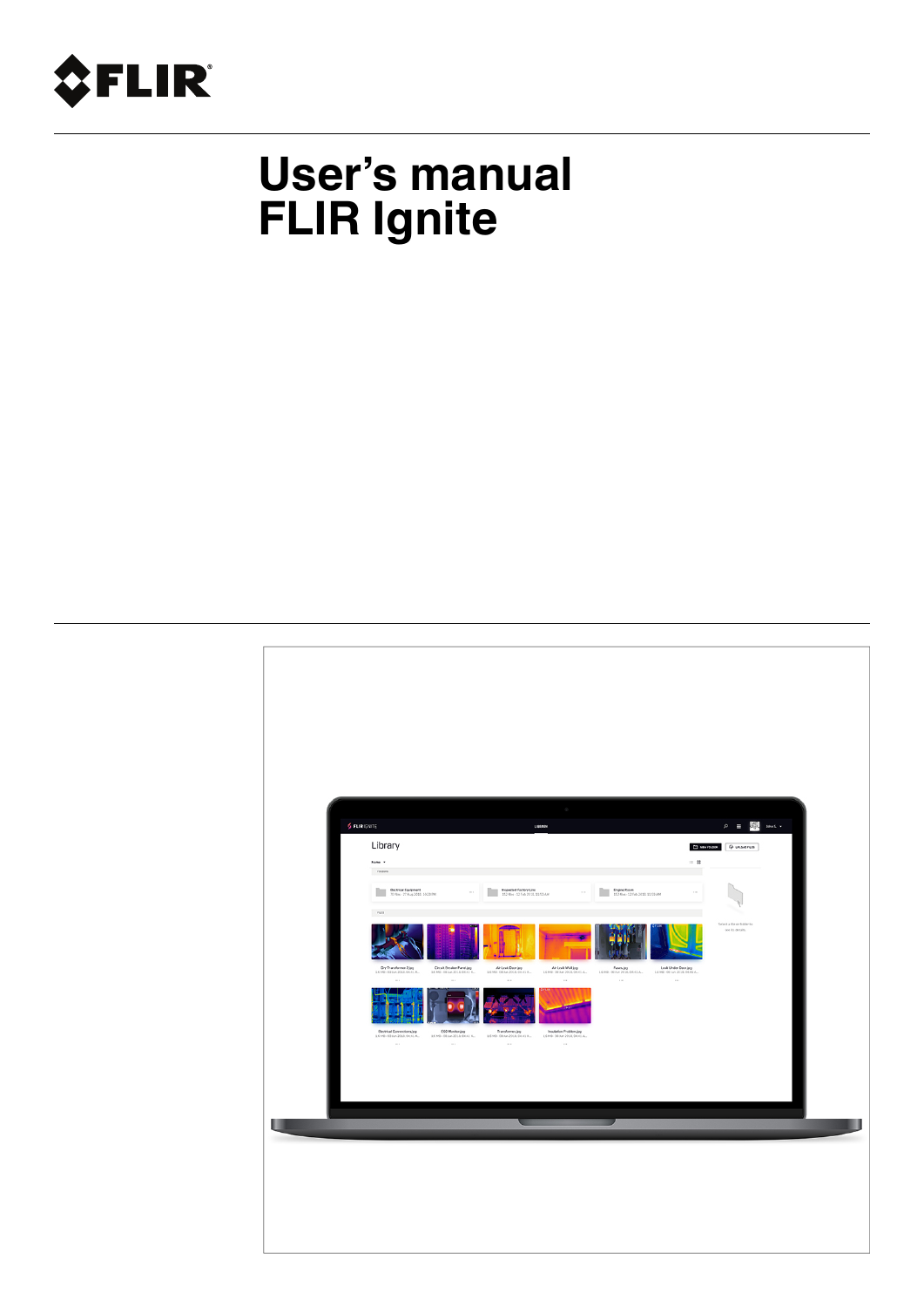# User's manual
# FLIR Ignite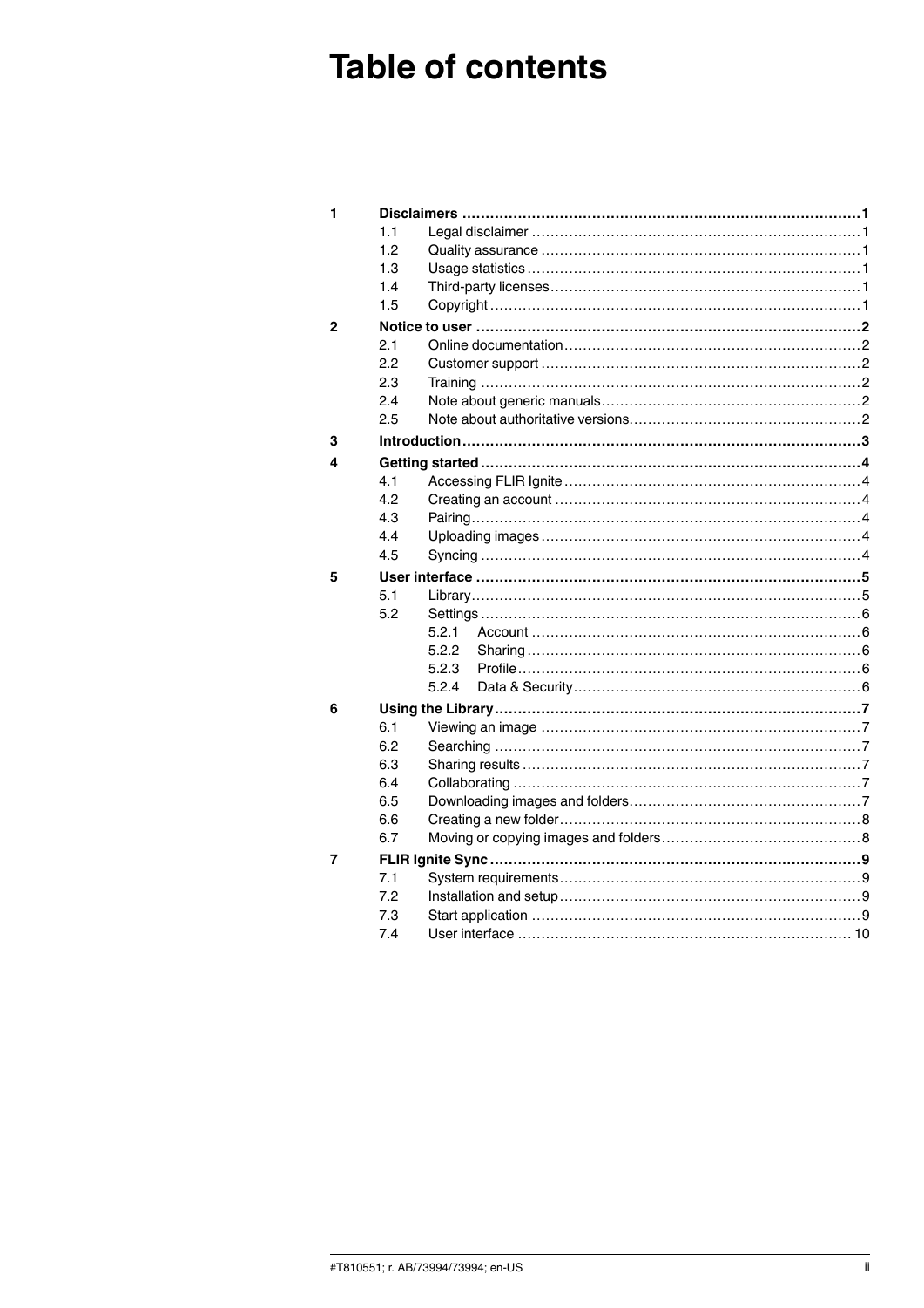# Table of contents

- **1 Disclaimers** ..... **1**
  - 1.1 Legal disclaimer ..... 1
  - 1.2 Quality assurance ..... 1
  - 1.3 Usage statistics ..... 1
  - 1.4 Third-party licenses ..... 1
  - 1.5 Copyright ..... 1
- **2 Notice to user** ..... **2**
  - 2.1 Online documentation ..... 2
  - 2.2 Customer support ..... 2
  - 2.3 Training ..... 2
  - 2.4 Note about generic manuals ..... 2
  - 2.5 Note about authoritative versions ..... 2
- **3 Introduction** ..... **3**
- **4 Getting started** ..... **4**
  - 4.1 Accessing FLIR Ignite ..... 4
  - 4.2 Creating an account ..... 4
  - 4.3 Pairing ..... 4
  - 4.4 Uploading images ..... 4
  - 4.5 Syncing ..... 4
- **5 User interface** ..... **5**
  - 5.1 Library ..... 5
  - 5.2 Settings ..... 6
    - 5.2.1 Account ..... 6
    - 5.2.2 Sharing ..... 6
    - 5.2.3 Profile ..... 6
    - 5.2.4 Data & Security ..... 6
- **6 Using the Library** ..... **7**
  - 6.1 Viewing an image ..... 7
  - 6.2 Searching ..... 7
  - 6.3 Sharing results ..... 7
  - 6.4 Collaborating ..... 7
  - 6.5 Downloading images and folders ..... 7
  - 6.6 Creating a new folder ..... 8
  - 6.7 Moving or copying images and folders ..... 8
- **7 FLIR Ignite Sync** ..... **9**
  - 7.1 System requirements ..... 9
  - 7.2 Installation and setup ..... 9
  - 7.3 Start application ..... 9
  - 7.4 User interface ..... 10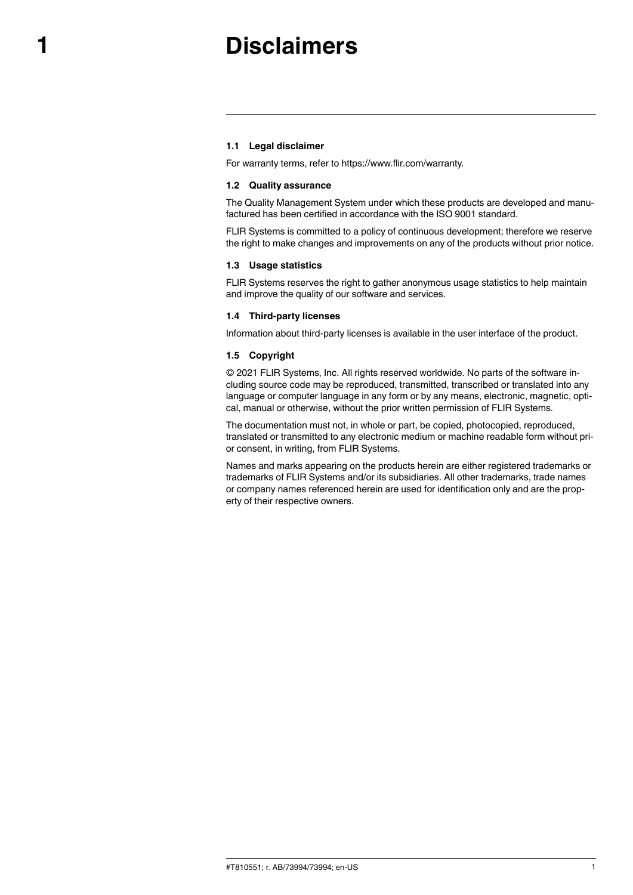# 1 Disclaimers

## 1.1 Legal disclaimer

For warranty terms, refer to https://www.flir.com/warranty.

## 1.2 Quality assurance

The Quality Management System under which these products are developed and manufactured has been certified in accordance with the ISO 9001 standard.

FLIR Systems is committed to a policy of continuous development; therefore we reserve the right to make changes and improvements on any of the products without prior notice.

## 1.3 Usage statistics

FLIR Systems reserves the right to gather anonymous usage statistics to help maintain and improve the quality of our software and services.

## 1.4 Third-party licenses

Information about third-party licenses is available in the user interface of the product.

## 1.5 Copyright

© 2021 FLIR Systems, Inc. All rights reserved worldwide. No parts of the software including source code may be reproduced, transmitted, transcribed or translated into any language or computer language in any form or by any means, electronic, magnetic, optical, manual or otherwise, without the prior written permission of FLIR Systems.

The documentation must not, in whole or part, be copied, photocopied, reproduced, translated or transmitted to any electronic medium or machine readable form without prior consent, in writing, from FLIR Systems.

Names and marks appearing on the products herein are either registered trademarks or trademarks of FLIR Systems and/or its subsidiaries. All other trademarks, trade names or company names referenced herein are used for identification only and are the property of their respective owners.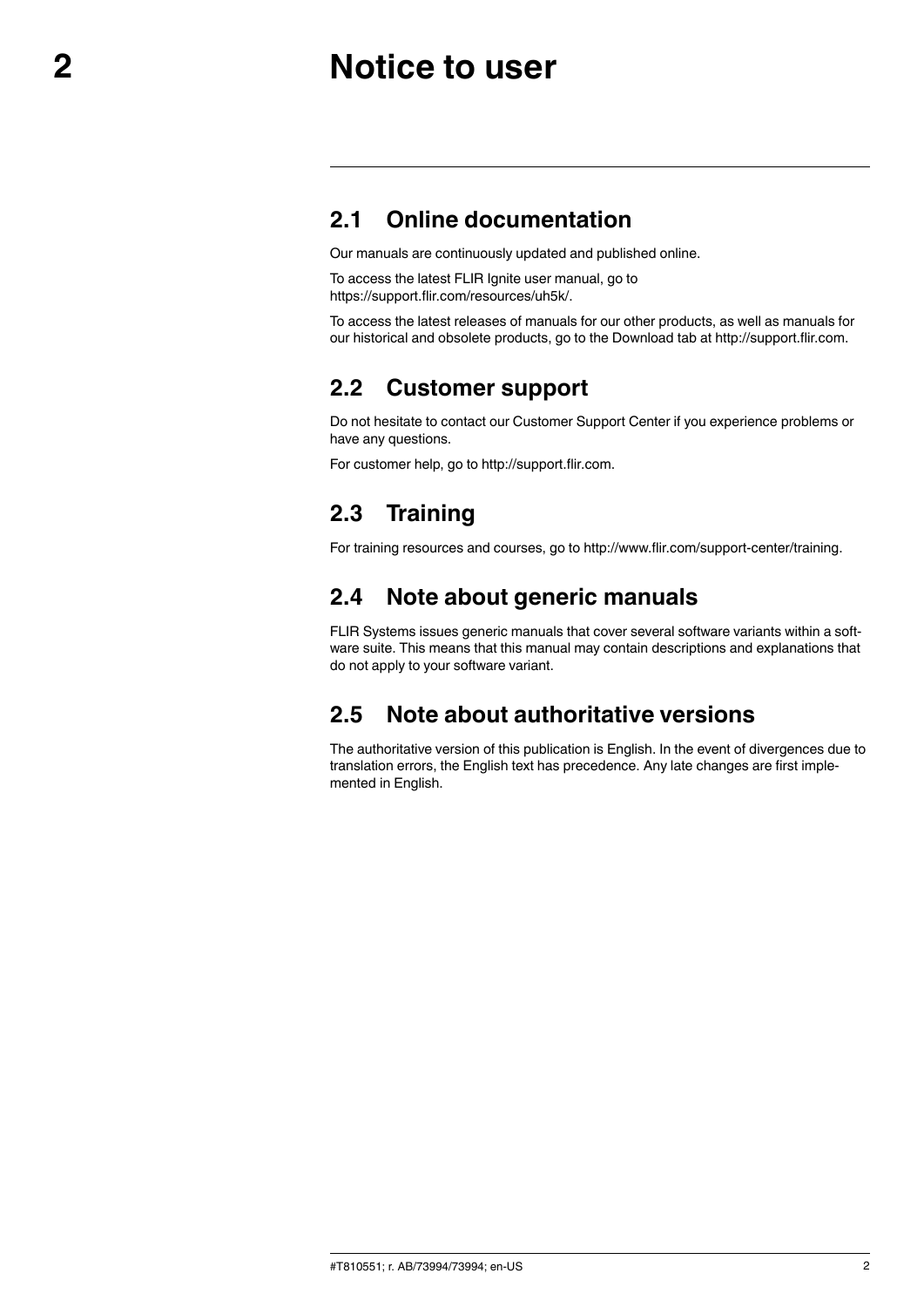# 2 Notice to user

## 2.1 Online documentation

Our manuals are continuously updated and published online.

To access the latest FLIR Ignite user manual, go to https://support.flir.com/resources/uh5k/.

To access the latest releases of manuals for our other products, as well as manuals for our historical and obsolete products, go to the Download tab at http://support.flir.com.

## 2.2 Customer support

Do not hesitate to contact our Customer Support Center if you experience problems or have any questions.

For customer help, go to http://support.flir.com.

## 2.3 Training

For training resources and courses, go to http://www.flir.com/support-center/training.

## 2.4 Note about generic manuals

FLIR Systems issues generic manuals that cover several software variants within a software suite. This means that this manual may contain descriptions and explanations that do not apply to your software variant.

## 2.5 Note about authoritative versions

The authoritative version of this publication is English. In the event of divergences due to translation errors, the English text has precedence. Any late changes are first implemented in English.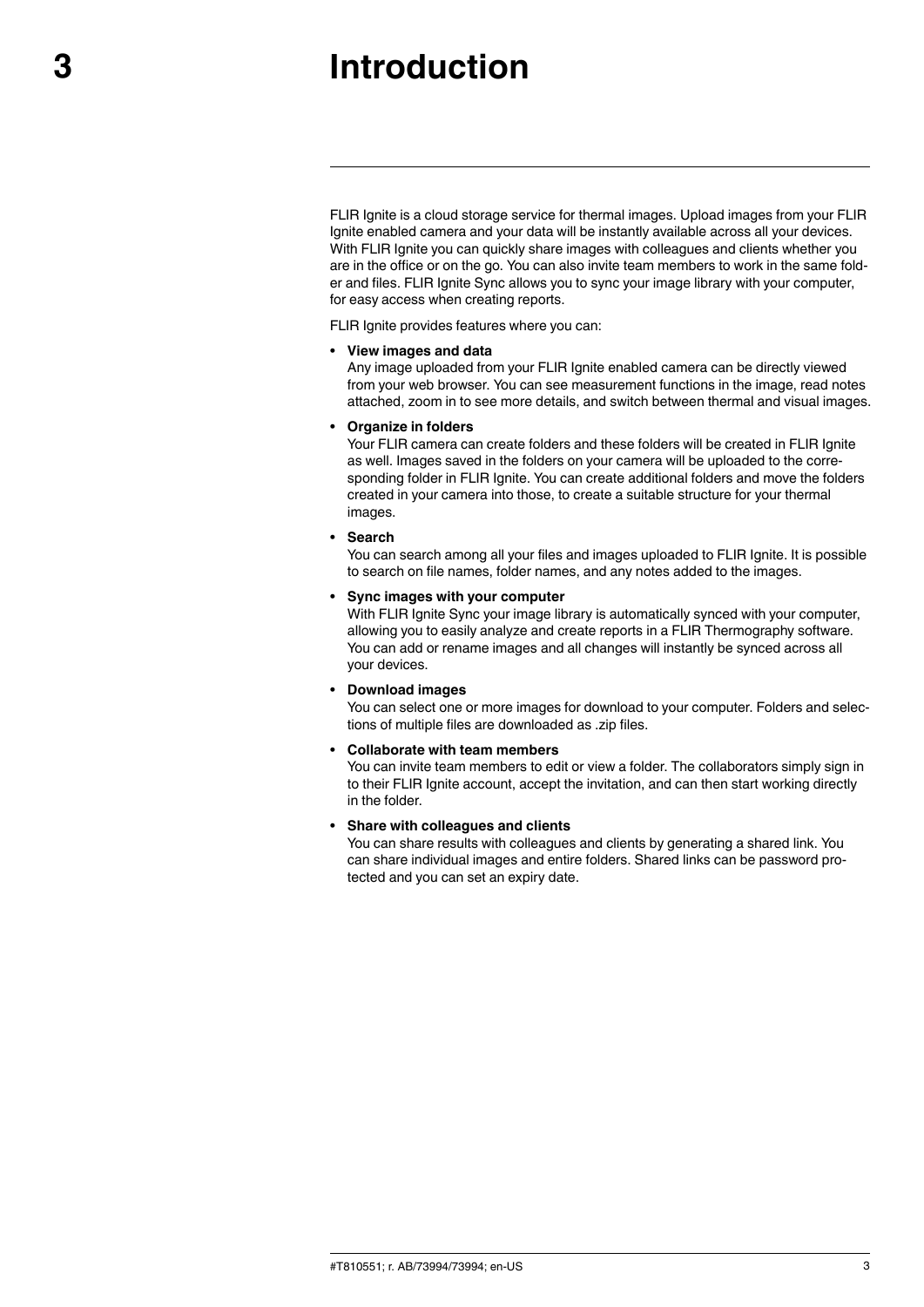# 3 Introduction

FLIR Ignite is a cloud storage service for thermal images. Upload images from your FLIR Ignite enabled camera and your data will be instantly available across all your devices. With FLIR Ignite you can quickly share images with colleagues and clients whether you are in the office or on the go. You can also invite team members to work in the same folder and files. FLIR Ignite Sync allows you to sync your image library with your computer, for easy access when creating reports.

FLIR Ignite provides features where you can:

- **View images and data**
  Any image uploaded from your FLIR Ignite enabled camera can be directly viewed from your web browser. You can see measurement functions in the image, read notes attached, zoom in to see more details, and switch between thermal and visual images.
- **Organize in folders**
  Your FLIR camera can create folders and these folders will be created in FLIR Ignite as well. Images saved in the folders on your camera will be uploaded to the corresponding folder in FLIR Ignite. You can create additional folders and move the folders created in your camera into those, to create a suitable structure for your thermal images.
- **Search**
  You can search among all your files and images uploaded to FLIR Ignite. It is possible to search on file names, folder names, and any notes added to the images.
- **Sync images with your computer**
  With FLIR Ignite Sync your image library is automatically synced with your computer, allowing you to easily analyze and create reports in a FLIR Thermography software. You can add or rename images and all changes will instantly be synced across all your devices.
- **Download images**
  You can select one or more images for download to your computer. Folders and selections of multiple files are downloaded as .zip files.
- **Collaborate with team members**
  You can invite team members to edit or view a folder. The collaborators simply sign in to their FLIR Ignite account, accept the invitation, and can then start working directly in the folder.
- **Share with colleagues and clients**
  You can share results with colleagues and clients by generating a shared link. You can share individual images and entire folders. Shared links can be password protected and you can set an expiry date.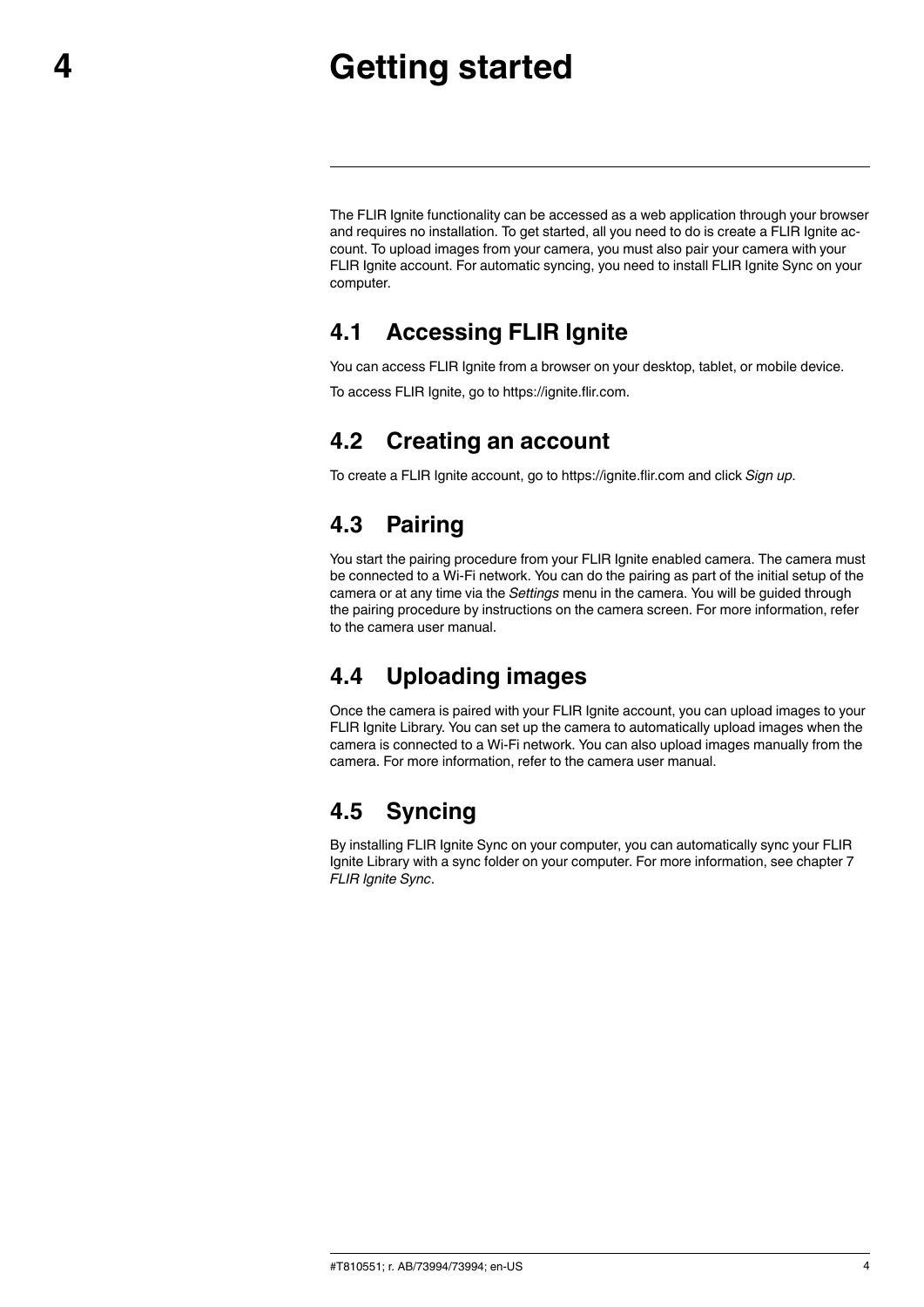# 4 Getting started

The FLIR Ignite functionality can be accessed as a web application through your browser and requires no installation. To get started, all you need to do is create a FLIR Ignite account. To upload images from your camera, you must also pair your camera with your FLIR Ignite account. For automatic syncing, you need to install FLIR Ignite Sync on your computer.

## 4.1 Accessing FLIR Ignite

You can access FLIR Ignite from a browser on your desktop, tablet, or mobile device.

To access FLIR Ignite, go to https://ignite.flir.com.

## 4.2 Creating an account

To create a FLIR Ignite account, go to https://ignite.flir.com and click *Sign up*.

## 4.3 Pairing

You start the pairing procedure from your FLIR Ignite enabled camera. The camera must be connected to a Wi-Fi network. You can do the pairing as part of the initial setup of the camera or at any time via the *Settings* menu in the camera. You will be guided through the pairing procedure by instructions on the camera screen. For more information, refer to the camera user manual.

## 4.4 Uploading images

Once the camera is paired with your FLIR Ignite account, you can upload images to your FLIR Ignite Library. You can set up the camera to automatically upload images when the camera is connected to a Wi-Fi network. You can also upload images manually from the camera. For more information, refer to the camera user manual.

## 4.5 Syncing

By installing FLIR Ignite Sync on your computer, you can automatically sync your FLIR Ignite Library with a sync folder on your computer. For more information, see chapter 7 *FLIR Ignite Sync*.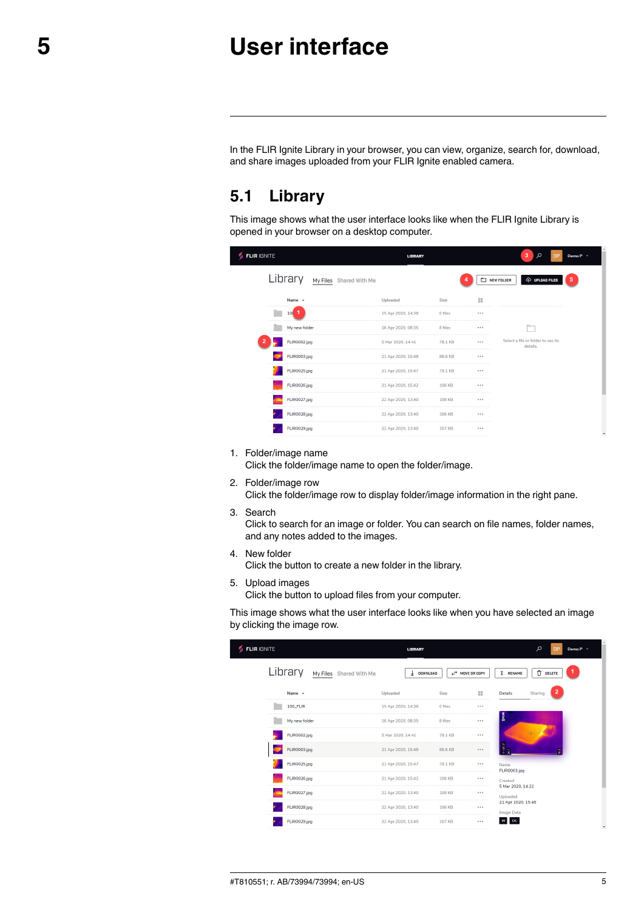# 5 User interface

In the FLIR Ignite Library in your browser, you can view, organize, search for, download, and share images uploaded from your FLIR Ignite enabled camera.

## 5.1 Library

This image shows what the user interface looks like when the FLIR Ignite Library is opened in your browser on a desktop computer.

1. Folder/image name
   Click the folder/image name to open the folder/image.
2. Folder/image row
   Click the folder/image row to display folder/image information in the right pane.
3. Search
   Click to search for an image or folder. You can search on file names, folder names, and any notes added to the images.
4. New folder
   Click the button to create a new folder in the library.
5. Upload images
   Click the button to upload files from your computer.

This image shows what the user interface looks like when you have selected an image by clicking the image row.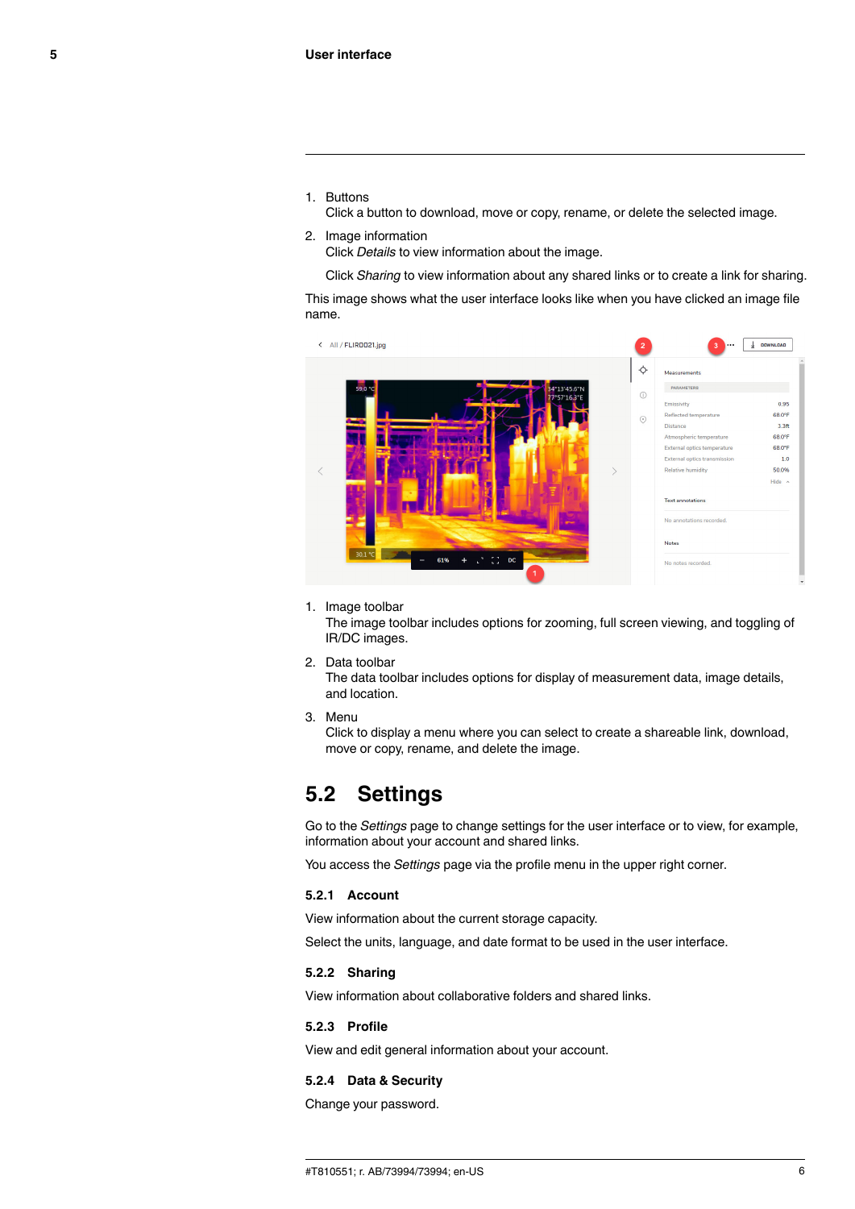1. Buttons
   Click a button to download, move or copy, rename, or delete the selected image.
2. Image information
   Click *Details* to view information about the image.

   Click *Sharing* to view information about any shared links or to create a link for sharing.

This image shows what the user interface looks like when you have clicked an image file name.

1. Image toolbar
   The image toolbar includes options for zooming, full screen viewing, and toggling of IR/DC images.
2. Data toolbar
   The data toolbar includes options for display of measurement data, image details, and location.
3. Menu
   Click to display a menu where you can select to create a shareable link, download, move or copy, rename, and delete the image.

## 5.2 Settings

Go to the *Settings* page to change settings for the user interface or to view, for example, information about your account and shared links.

You access the *Settings* page via the profile menu in the upper right corner.

### 5.2.1 Account

View information about the current storage capacity.

Select the units, language, and date format to be used in the user interface.

### 5.2.2 Sharing

View information about collaborative folders and shared links.

### 5.2.3 Profile

View and edit general information about your account.

### 5.2.4 Data & Security

Change your password.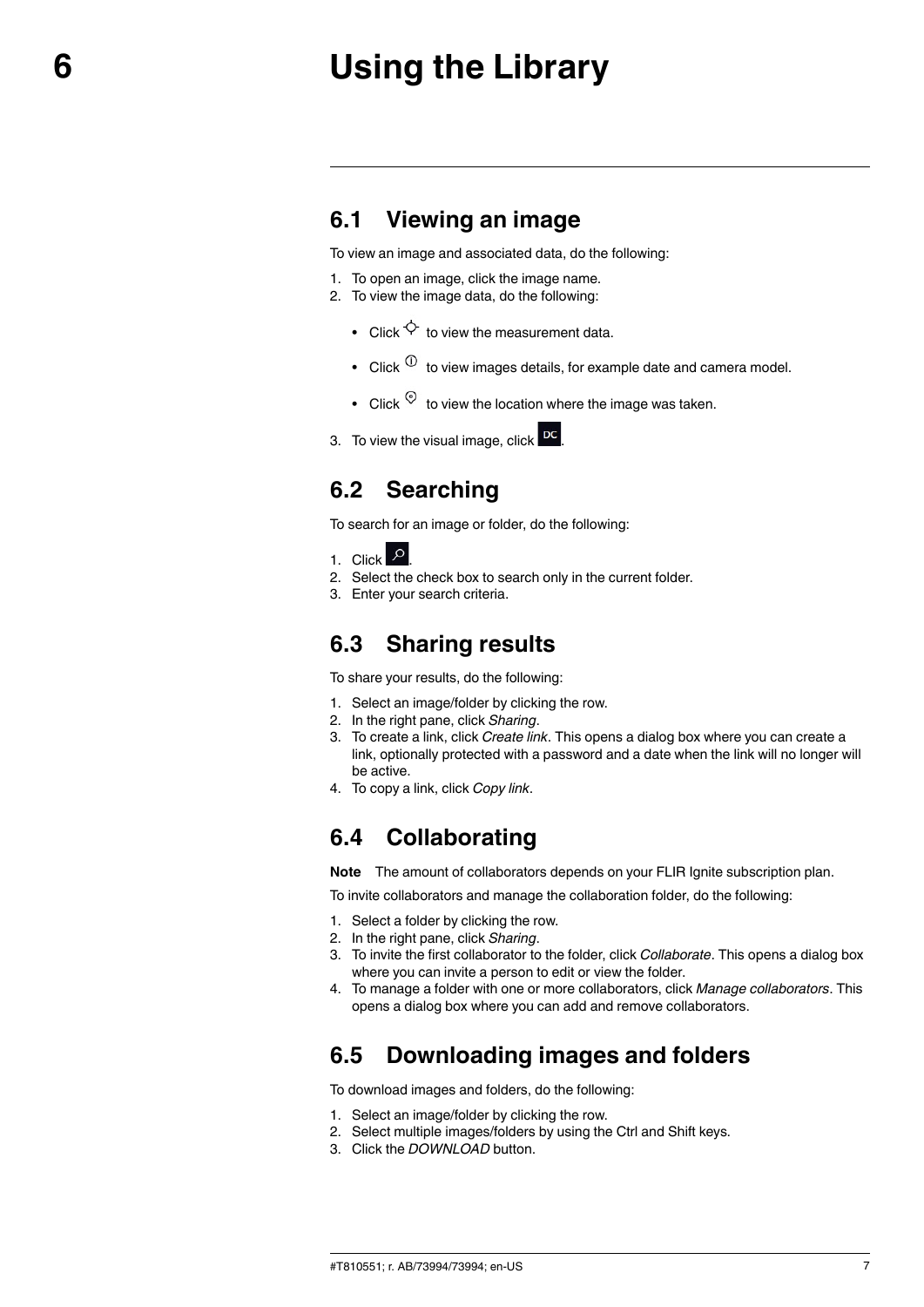# 6 Using the Library

## 6.1 Viewing an image

To view an image and associated data, do the following:

1. To open an image, click the image name.
2. To view the image data, do the following:
   - Click ⌖ to view the measurement data.
   - Click ⓘ to view images details, for example date and camera model.
   - Click ⦿ to view the location where the image was taken.
3. To view the visual image, click DC.

## 6.2 Searching

To search for an image or folder, do the following:

1. Click 🔍.
2. Select the check box to search only in the current folder.
3. Enter your search criteria.

## 6.3 Sharing results

To share your results, do the following:

1. Select an image/folder by clicking the row.
2. In the right pane, click *Sharing*.
3. To create a link, click *Create link*. This opens a dialog box where you can create a link, optionally protected with a password and a date when the link will no longer will be active.
4. To copy a link, click *Copy link*.

## 6.4 Collaborating

**Note** The amount of collaborators depends on your FLIR Ignite subscription plan.

To invite collaborators and manage the collaboration folder, do the following:

1. Select a folder by clicking the row.
2. In the right pane, click *Sharing*.
3. To invite the first collaborator to the folder, click *Collaborate*. This opens a dialog box where you can invite a person to edit or view the folder.
4. To manage a folder with one or more collaborators, click *Manage collaborators*. This opens a dialog box where you can add and remove collaborators.

## 6.5 Downloading images and folders

To download images and folders, do the following:

1. Select an image/folder by clicking the row.
2. Select multiple images/folders by using the Ctrl and Shift keys.
3. Click the *DOWNLOAD* button.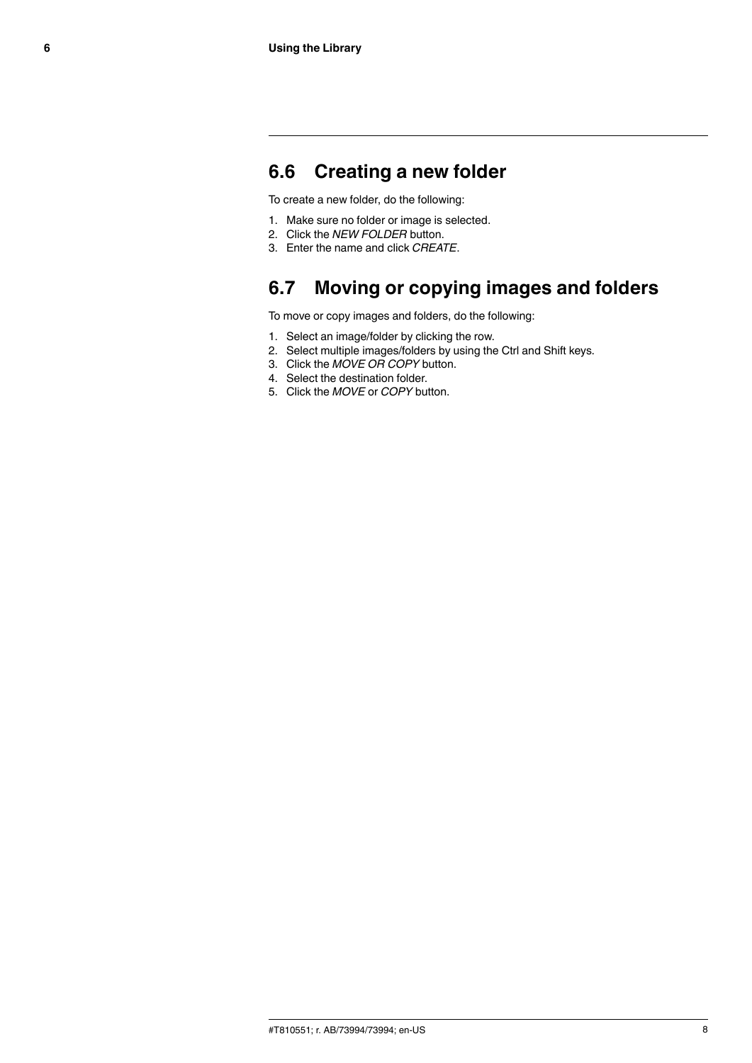## 6.6 Creating a new folder

To create a new folder, do the following:

1. Make sure no folder or image is selected.
2. Click the *NEW FOLDER* button.
3. Enter the name and click *CREATE*.

## 6.7 Moving or copying images and folders

To move or copy images and folders, do the following:

1. Select an image/folder by clicking the row.
2. Select multiple images/folders by using the Ctrl and Shift keys.
3. Click the *MOVE OR COPY* button.
4. Select the destination folder.
5. Click the *MOVE* or *COPY* button.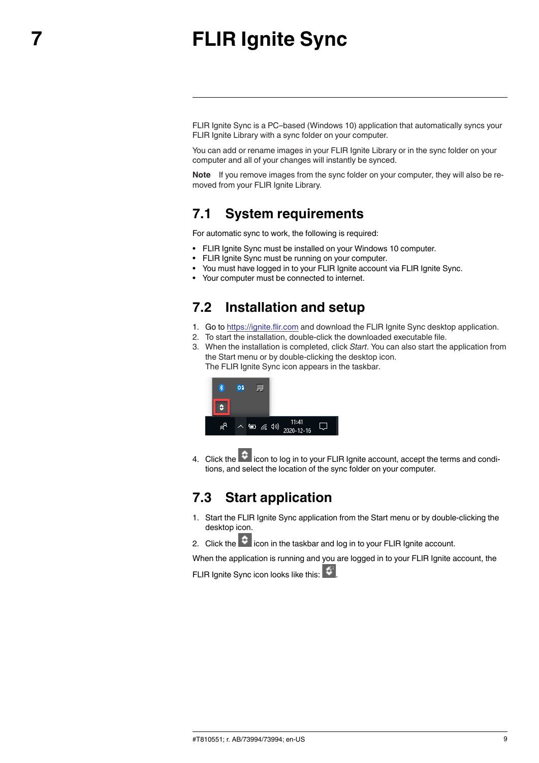# 7 FLIR Ignite Sync

FLIR Ignite Sync is a PC–based (Windows 10) application that automatically syncs your FLIR Ignite Library with a sync folder on your computer.

You can add or rename images in your FLIR Ignite Library or in the sync folder on your computer and all of your changes will instantly be synced.

**Note** If you remove images from the sync folder on your computer, they will also be removed from your FLIR Ignite Library.

## 7.1 System requirements

For automatic sync to work, the following is required:

- FLIR Ignite Sync must be installed on your Windows 10 computer.
- FLIR Ignite Sync must be running on your computer.
- You must have logged in to your FLIR Ignite account via FLIR Ignite Sync.
- Your computer must be connected to internet.

## 7.2 Installation and setup

1. Go to https://ignite.flir.com and download the FLIR Ignite Sync desktop application.
2. To start the installation, double-click the downloaded executable file.
3. When the installation is completed, click *Start*. You can also start the application from the Start menu or by double-clicking the desktop icon.
   The FLIR Ignite Sync icon appears in the taskbar.
4. Click the icon to log in to your FLIR Ignite account, accept the terms and conditions, and select the location of the sync folder on your computer.

## 7.3 Start application

1. Start the FLIR Ignite Sync application from the Start menu or by double-clicking the desktop icon.
2. Click the icon in the taskbar and log in to your FLIR Ignite account.

When the application is running and you are logged in to your FLIR Ignite account, the FLIR Ignite Sync icon looks like this: .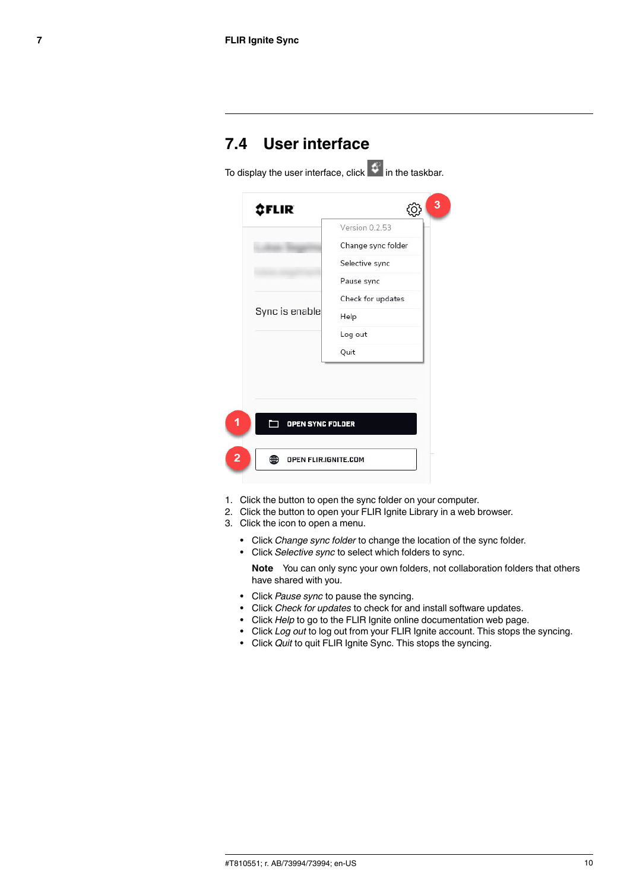## 7.4 User interface

To display the user interface, click  in the taskbar.

1. Click the button to open the sync folder on your computer.
2. Click the button to open your FLIR Ignite Library in a web browser.
3. Click the icon to open a menu.

    - Click *Change sync folder* to change the location of the sync folder.
    - Click *Selective sync* to select which folders to sync.

    **Note** You can only sync your own folders, not collaboration folders that others have shared with you.

    - Click *Pause sync* to pause the syncing.
    - Click *Check for updates* to check for and install software updates.
    - Click *Help* to go to the FLIR Ignite online documentation web page.
    - Click *Log out* to log out from your FLIR Ignite account. This stops the syncing.
    - Click *Quit* to quit FLIR Ignite Sync. This stops the syncing.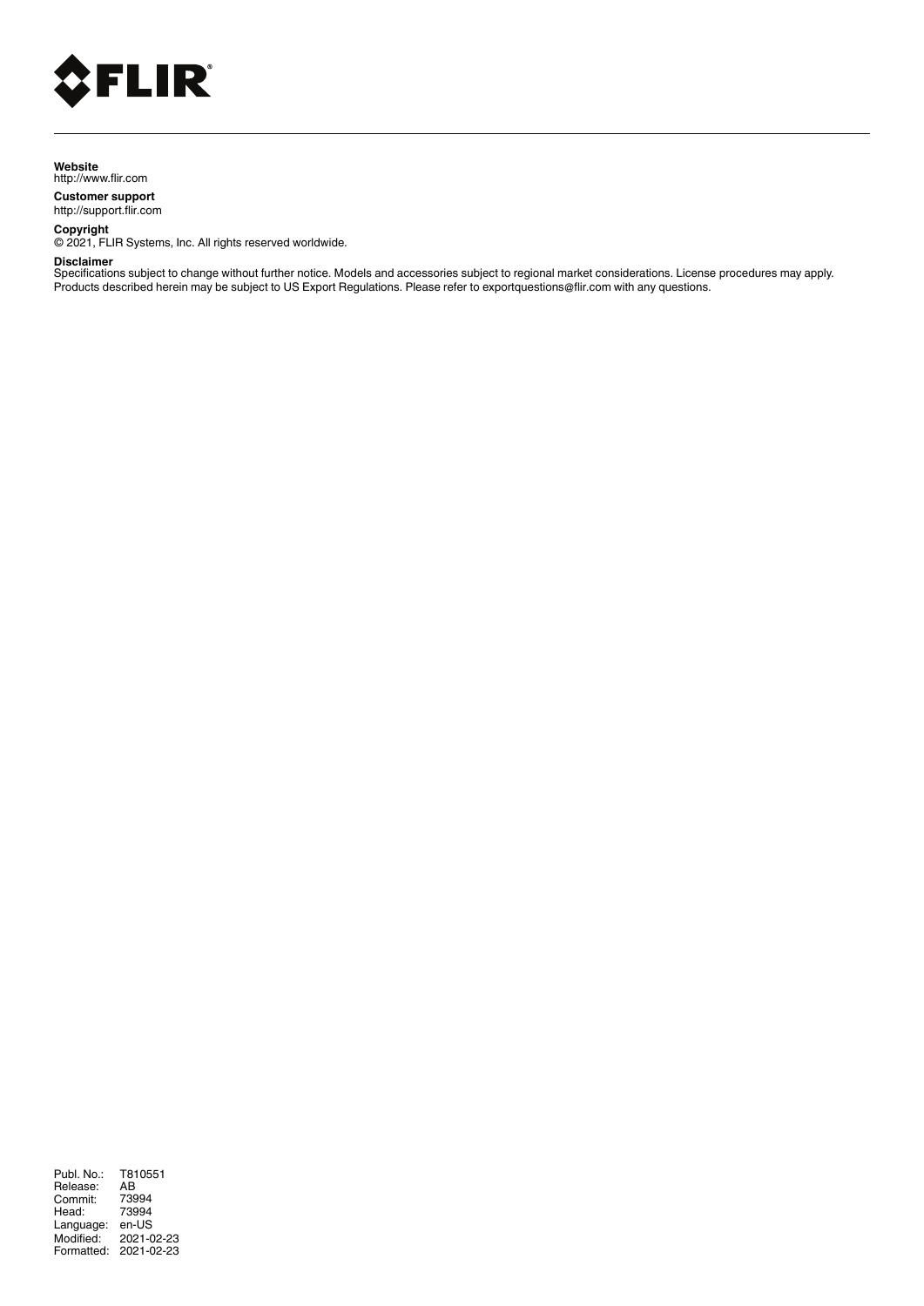FLIR

**Website**
http://www.flir.com

**Customer support**
http://support.flir.com

**Copyright**
© 2021, FLIR Systems, Inc. All rights reserved worldwide.

**Disclaimer**
Specifications subject to change without further notice. Models and accessories subject to regional market considerations. License procedures may apply. Products described herein may be subject to US Export Regulations. Please refer to exportquestions@flir.com with any questions.

| | |
|---|---|
| Publ. No.: | T810551 |
| Release: | AB |
| Commit: | 73994 |
| Head: | 73994 |
| Language: | en-US |
| Modified: | 2021-02-23 |
| Formatted: | 2021-02-23 |